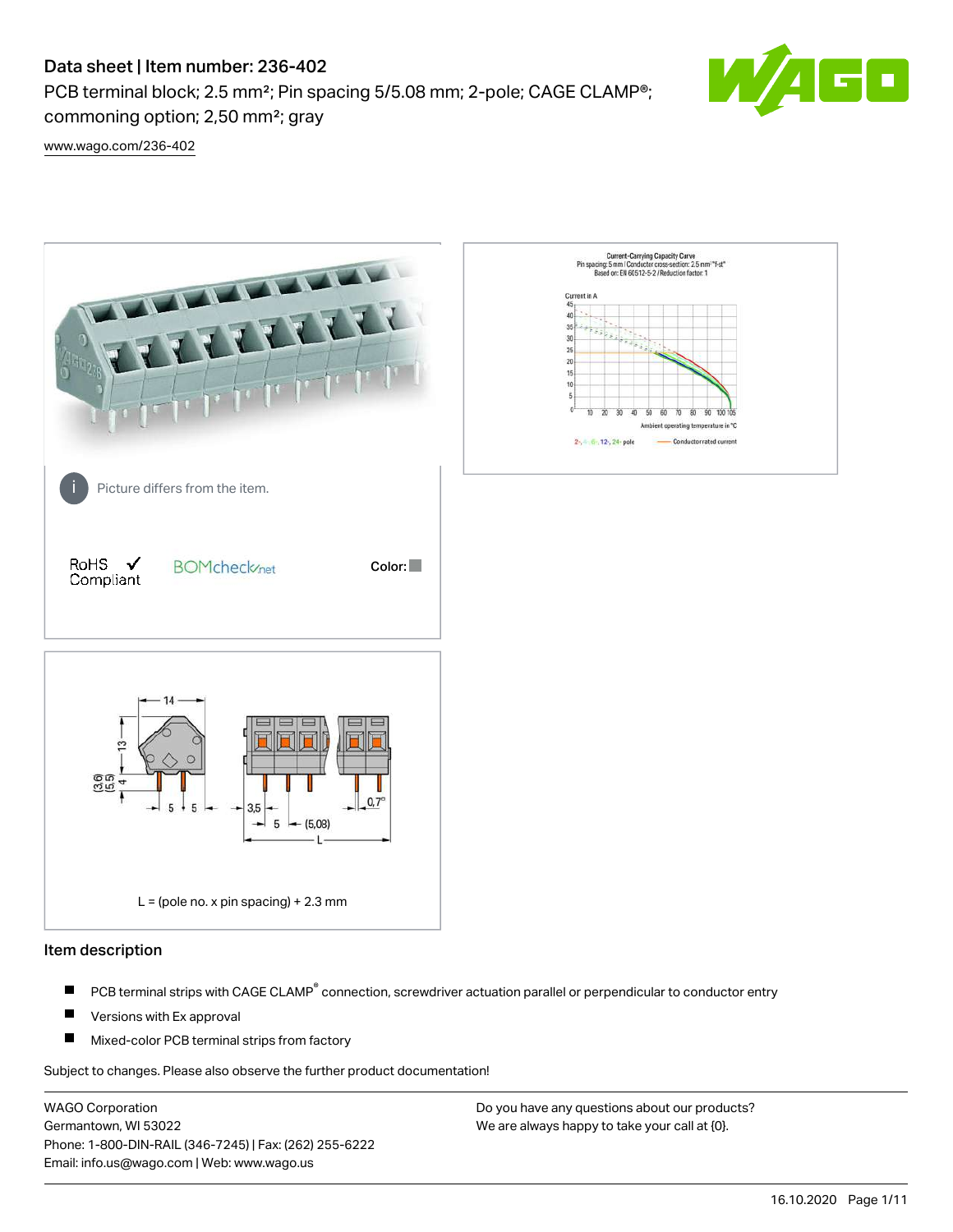# Data sheet | Item number: 236-402

PCB terminal block; 2.5 mm²; Pin spacing 5/5.08 mm; 2-pole; CAGE CLAMP®; commoning option; 2,50 mm²; gray

www.wago.com/236-402

Picture differs from the item.

RoHS ✓ Compliant

BOMcheck.net

Color:

L = (pole no. x pin spacing) + 2.3 mm

## Item description

- PCB terminal strips with CAGE CLAMP® connection, screwdriver actuation parallel or perpendicular to conductor entry
- Versions with Ex approval
- Mixed-color PCB terminal strips from factory

Subject to changes. Please also observe the further product documentation!

WAGO Corporation
Germantown, WI 53022
Phone: 1-800-DIN-RAIL (346-7245) | Fax: (262) 255-6222
Email: info.us@wago.com | Web: www.wago.us

Do you have any questions about our products?
We are always happy to take your call at {0}.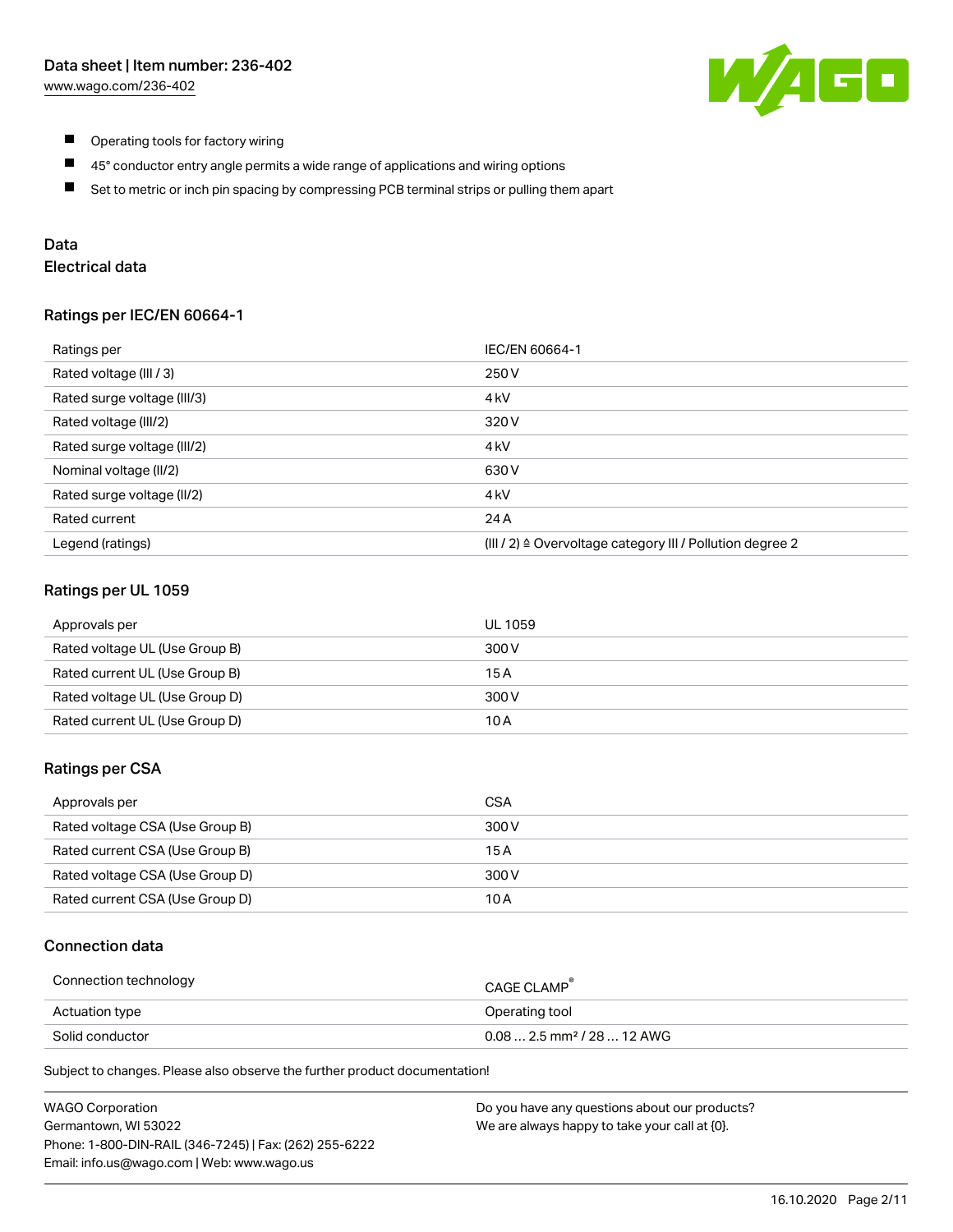- Operating tools for factory wiring
- 45° conductor entry angle permits a wide range of applications and wiring options
- Set to metric or inch pin spacing by compressing PCB terminal strips or pulling them apart

## Data

### Electrical data

#### Ratings per IEC/EN 60664-1

| Ratings per | IEC/EN 60664-1 |
| --- | --- |
| Rated voltage (III / 3) | 250 V |
| Rated surge voltage (III/3) | 4 kV |
| Rated voltage (III/2) | 320 V |
| Rated surge voltage (III/2) | 4 kV |
| Nominal voltage (II/2) | 630 V |
| Rated surge voltage (II/2) | 4 kV |
| Rated current | 24 A |
| Legend (ratings) | (III / 2) ≙ Overvoltage category III / Pollution degree 2 |

#### Ratings per UL 1059

| Approvals per | UL 1059 |
| --- | --- |
| Rated voltage UL (Use Group B) | 300 V |
| Rated current UL (Use Group B) | 15 A |
| Rated voltage UL (Use Group D) | 300 V |
| Rated current UL (Use Group D) | 10 A |

#### Ratings per CSA

| Approvals per | CSA |
| --- | --- |
| Rated voltage CSA (Use Group B) | 300 V |
| Rated current CSA (Use Group B) | 15 A |
| Rated voltage CSA (Use Group D) | 300 V |
| Rated current CSA (Use Group D) | 10 A |

### Connection data

| Connection technology | CAGE CLAMP® |
| --- | --- |
| Actuation type | Operating tool |
| Solid conductor | 0.08 … 2.5 mm² / 28 … 12 AWG |

Subject to changes. Please also observe the further product documentation!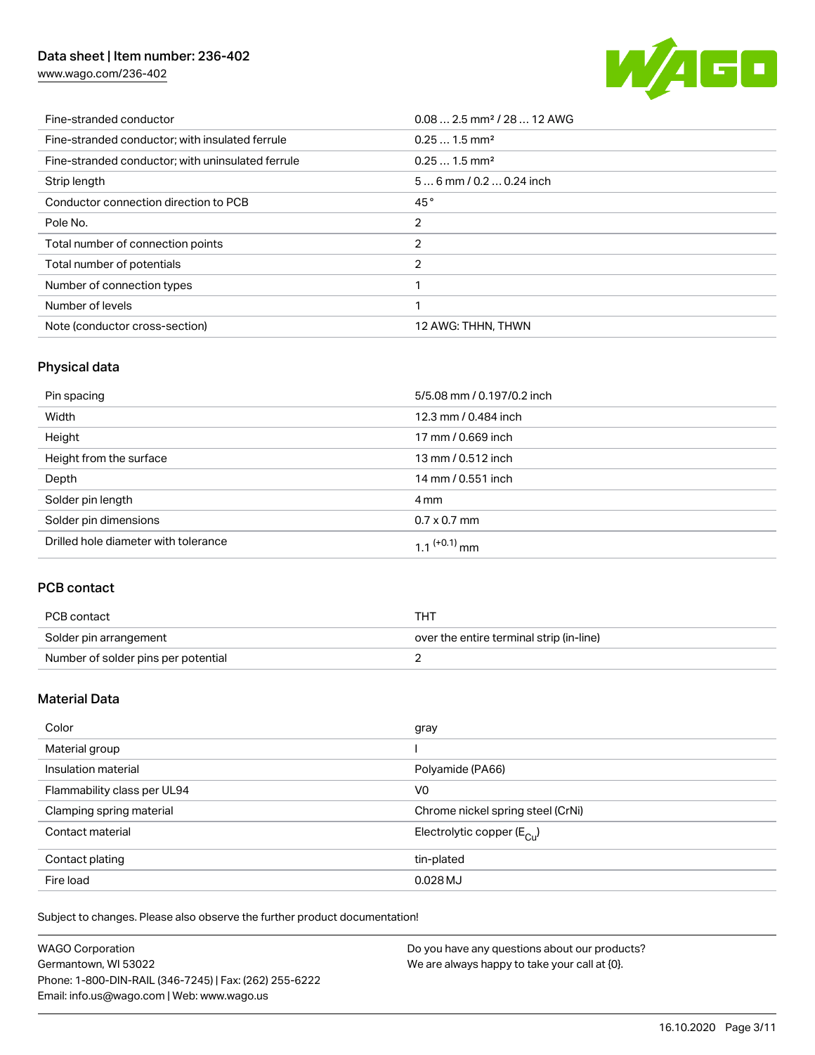| | |
|---|---|
| Fine-stranded conductor | 0.08 … 2.5 mm² / 28 … 12 AWG |
| Fine-stranded conductor; with insulated ferrule | 0.25 … 1.5 mm² |
| Fine-stranded conductor; with uninsulated ferrule | 0.25 … 1.5 mm² |
| Strip length | 5 … 6 mm / 0.2 … 0.24 inch |
| Conductor connection direction to PCB | 45 ° |
| Pole No. | 2 |
| Total number of connection points | 2 |
| Total number of potentials | 2 |
| Number of connection types | 1 |
| Number of levels | 1 |
| Note (conductor cross-section) | 12 AWG: THHN, THWN |

## Physical data

| | |
|---|---|
| Pin spacing | 5/5.08 mm / 0.197/0.2 inch |
| Width | 12.3 mm / 0.484 inch |
| Height | 17 mm / 0.669 inch |
| Height from the surface | 13 mm / 0.512 inch |
| Depth | 14 mm / 0.551 inch |
| Solder pin length | 4 mm |
| Solder pin dimensions | 0.7 x 0.7 mm |
| Drilled hole diameter with tolerance | $1.1^{(+0.1)}$ mm |

## PCB contact

| | |
|---|---|
| PCB contact | THT |
| Solder pin arrangement | over the entire terminal strip (in-line) |
| Number of solder pins per potential | 2 |

## Material Data

| | |
|---|---|
| Color | gray |
| Material group | I |
| Insulation material | Polyamide (PA66) |
| Flammability class per UL94 | V0 |
| Clamping spring material | Chrome nickel spring steel (CrNi) |
| Contact material | Electrolytic copper ($E_{Cu}$) |
| Contact plating | tin-plated |
| Fire load | 0.028 MJ |

Subject to changes. Please also observe the further product documentation!

WAGO Corporation
Germantown, WI 53022
Phone: 1-800-DIN-RAIL (346-7245) | Fax: (262) 255-6222
Email: info.us@wago.com | Web: www.wago.us

Do you have any questions about our products?
We are always happy to take your call at {0}.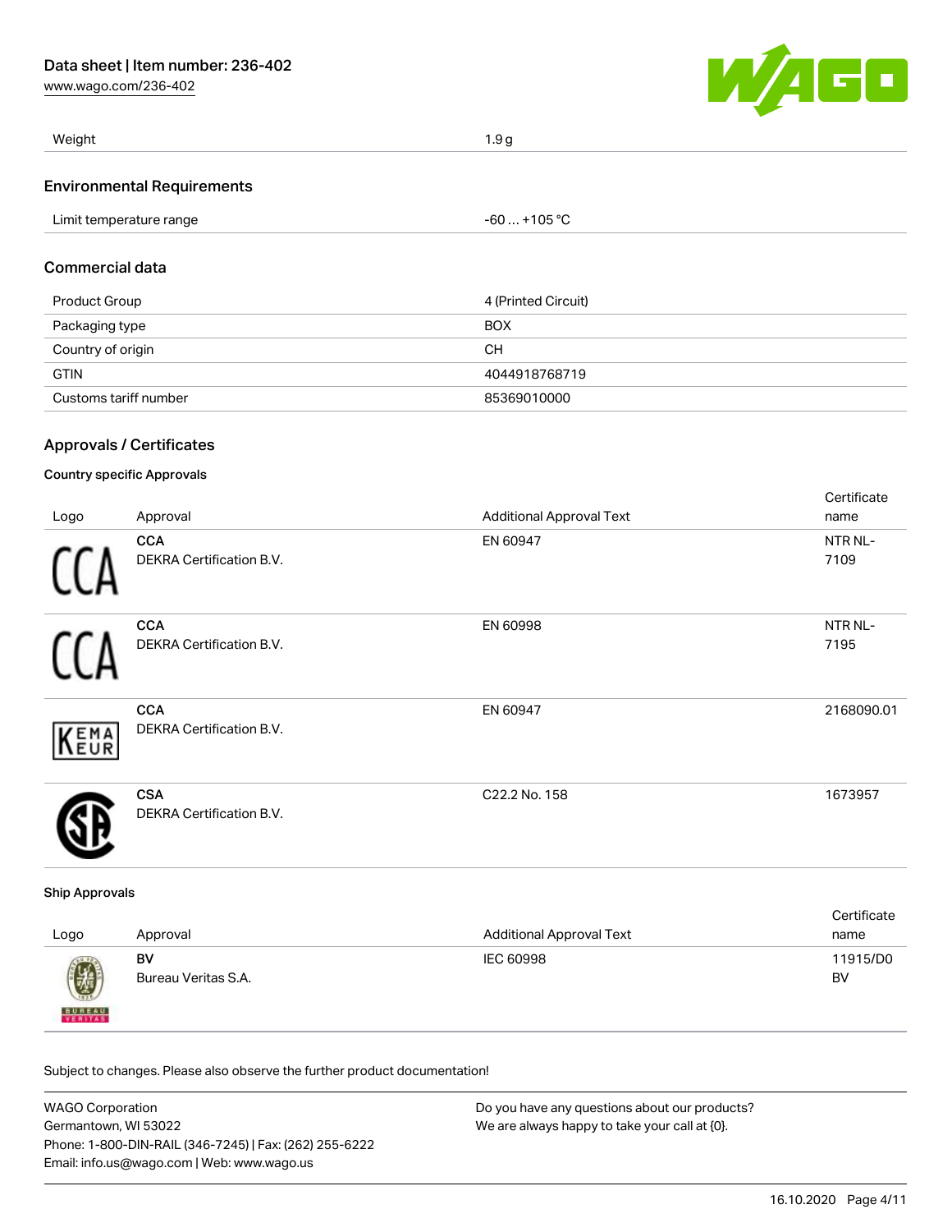| Weight | 1.9 g |
| --- | --- |

## Environmental Requirements

| Limit temperature range | -60 … +105 °C |
| --- | --- |

## Commercial data

| Product Group | 4 (Printed Circuit) |
| --- | --- |
| Packaging type | BOX |
| Country of origin | CH |
| GTIN | 4044918768719 |
| Customs tariff number | 85369010000 |

## Approvals / Certificates

### Country specific Approvals

| Logo | Approval | Additional Approval Text | Certificate name |
| --- | --- | --- | --- |
| | **CCA** DEKRA Certification B.V. | EN 60947 | NTR NL-7109 |
| | **CCA** DEKRA Certification B.V. | EN 60998 | NTR NL-7195 |
| | **CCA** DEKRA Certification B.V. | EN 60947 | 2168090.01 |
| | **CSA** DEKRA Certification B.V. | C22.2 No. 158 | 1673957 |

### Ship Approvals

| Logo | Approval | Additional Approval Text | Certificate name |
| --- | --- | --- | --- |
| | **BV** Bureau Veritas S.A. | IEC 60998 | 11915/D0 BV |

Subject to changes. Please also observe the further product documentation!

WAGO Corporation
Germantown, WI 53022
Phone: 1-800-DIN-RAIL (346-7245) | Fax: (262) 255-6222
Email: info.us@wago.com | Web: www.wago.us

Do you have any questions about our products?
We are always happy to take your call at {0}.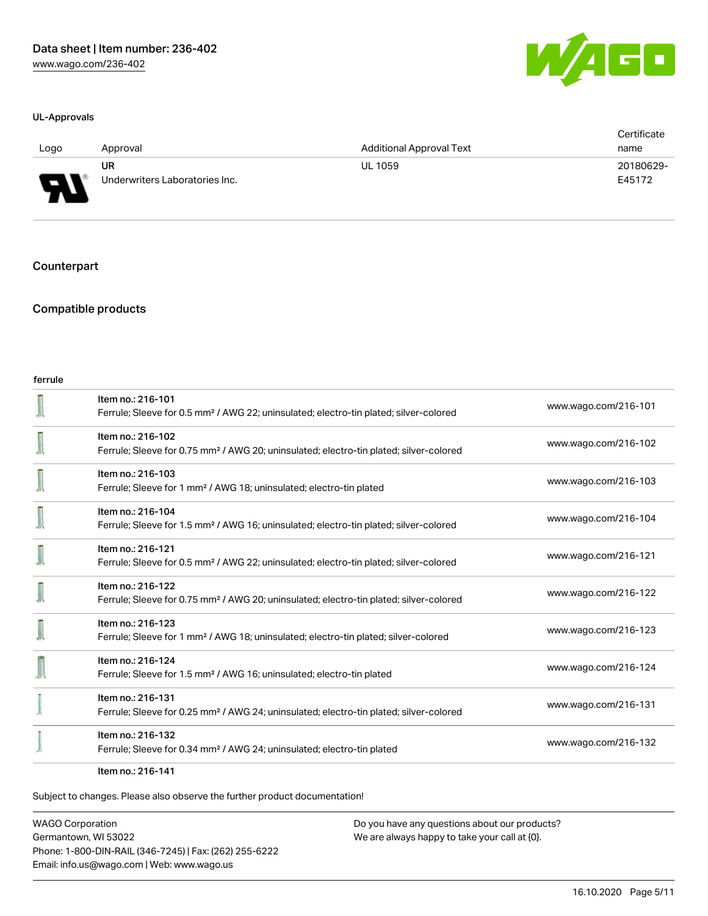### UL-Approvals

| Logo | Approval | Additional Approval Text | Certificate name |
| --- | --- | --- | --- |
| | UR<br>Underwriters Laboratories Inc. | UL 1059 | 20180629-E45172 |

## Counterpart

## Compatible products

ferrule

| | | |
| --- | --- | --- |
| | Item no.: 216-101<br>Ferrule; Sleeve for 0.5 mm² / AWG 22; uninsulated; electro-tin plated; silver-colored | www.wago.com/216-101 |
| | Item no.: 216-102<br>Ferrule; Sleeve for 0.75 mm² / AWG 20; uninsulated; electro-tin plated; silver-colored | www.wago.com/216-102 |
| | Item no.: 216-103<br>Ferrule; Sleeve for 1 mm² / AWG 18; uninsulated; electro-tin plated | www.wago.com/216-103 |
| | Item no.: 216-104<br>Ferrule; Sleeve for 1.5 mm² / AWG 16; uninsulated; electro-tin plated; silver-colored | www.wago.com/216-104 |
| | Item no.: 216-121<br>Ferrule; Sleeve for 0.5 mm² / AWG 22; uninsulated; electro-tin plated; silver-colored | www.wago.com/216-121 |
| | Item no.: 216-122<br>Ferrule; Sleeve for 0.75 mm² / AWG 20; uninsulated; electro-tin plated; silver-colored | www.wago.com/216-122 |
| | Item no.: 216-123<br>Ferrule; Sleeve for 1 mm² / AWG 18; uninsulated; electro-tin plated; silver-colored | www.wago.com/216-123 |
| | Item no.: 216-124<br>Ferrule; Sleeve for 1.5 mm² / AWG 16; uninsulated; electro-tin plated | www.wago.com/216-124 |
| | Item no.: 216-131<br>Ferrule; Sleeve for 0.25 mm² / AWG 24; uninsulated; electro-tin plated; silver-colored | www.wago.com/216-131 |
| | Item no.: 216-132<br>Ferrule; Sleeve for 0.34 mm² / AWG 24; uninsulated; electro-tin plated | www.wago.com/216-132 |
| | Item no.: 216-141 | |

Subject to changes. Please also observe the further product documentation!

WAGO Corporation
Germantown, WI 53022
Phone: 1-800-DIN-RAIL (346-7245) | Fax: (262) 255-6222
Email: info.us@wago.com | Web: www.wago.us

Do you have any questions about our products?
We are always happy to take your call at {0}.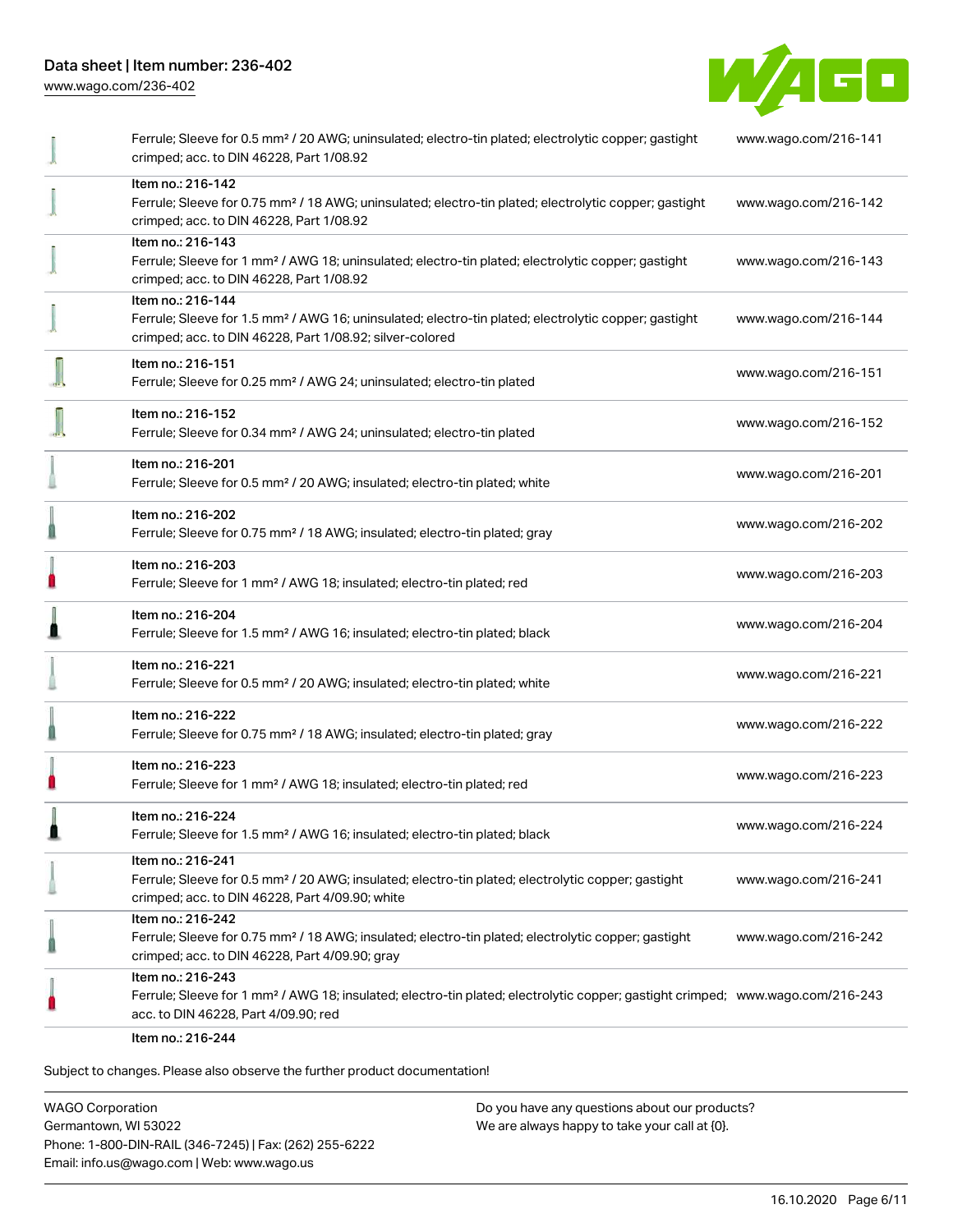| Description | Link |
| --- | --- |
| Ferrule; Sleeve for 0.5 mm² / 20 AWG; uninsulated; electro-tin plated; electrolytic copper; gastight crimped; acc. to DIN 46228, Part 1/08.92 | www.wago.com/216-141 |
| Item no.: 216-142<br>Ferrule; Sleeve for 0.75 mm² / 18 AWG; uninsulated; electro-tin plated; electrolytic copper; gastight crimped; acc. to DIN 46228, Part 1/08.92 | www.wago.com/216-142 |
| Item no.: 216-143<br>Ferrule; Sleeve for 1 mm² / AWG 18; uninsulated; electro-tin plated; electrolytic copper; gastight crimped; acc. to DIN 46228, Part 1/08.92 | www.wago.com/216-143 |
| Item no.: 216-144<br>Ferrule; Sleeve for 1.5 mm² / AWG 16; uninsulated; electro-tin plated; electrolytic copper; gastight crimped; acc. to DIN 46228, Part 1/08.92; silver-colored | www.wago.com/216-144 |
| Item no.: 216-151<br>Ferrule; Sleeve for 0.25 mm² / AWG 24; uninsulated; electro-tin plated | www.wago.com/216-151 |
| Item no.: 216-152<br>Ferrule; Sleeve for 0.34 mm² / AWG 24; uninsulated; electro-tin plated | www.wago.com/216-152 |
| Item no.: 216-201<br>Ferrule; Sleeve for 0.5 mm² / 20 AWG; insulated; electro-tin plated; white | www.wago.com/216-201 |
| Item no.: 216-202<br>Ferrule; Sleeve for 0.75 mm² / 18 AWG; insulated; electro-tin plated; gray | www.wago.com/216-202 |
| Item no.: 216-203<br>Ferrule; Sleeve for 1 mm² / AWG 18; insulated; electro-tin plated; red | www.wago.com/216-203 |
| Item no.: 216-204<br>Ferrule; Sleeve for 1.5 mm² / AWG 16; insulated; electro-tin plated; black | www.wago.com/216-204 |
| Item no.: 216-221<br>Ferrule; Sleeve for 0.5 mm² / 20 AWG; insulated; electro-tin plated; white | www.wago.com/216-221 |
| Item no.: 216-222<br>Ferrule; Sleeve for 0.75 mm² / 18 AWG; insulated; electro-tin plated; gray | www.wago.com/216-222 |
| Item no.: 216-223<br>Ferrule; Sleeve for 1 mm² / AWG 18; insulated; electro-tin plated; red | www.wago.com/216-223 |
| Item no.: 216-224<br>Ferrule; Sleeve for 1.5 mm² / AWG 16; insulated; electro-tin plated; black | www.wago.com/216-224 |
| Item no.: 216-241<br>Ferrule; Sleeve for 0.5 mm² / 20 AWG; insulated; electro-tin plated; electrolytic copper; gastight crimped; acc. to DIN 46228, Part 4/09.90; white | www.wago.com/216-241 |
| Item no.: 216-242<br>Ferrule; Sleeve for 0.75 mm² / 18 AWG; insulated; electro-tin plated; electrolytic copper; gastight crimped; acc. to DIN 46228, Part 4/09.90; gray | www.wago.com/216-242 |
| Item no.: 216-243<br>Ferrule; Sleeve for 1 mm² / AWG 18; insulated; electro-tin plated; electrolytic copper; gastight crimped; acc. to DIN 46228, Part 4/09.90; red | www.wago.com/216-243 |
| Item no.: 216-244 | |

Subject to changes. Please also observe the further product documentation!

WAGO Corporation
Germantown, WI 53022
Phone: 1-800-DIN-RAIL (346-7245) | Fax: (262) 255-6222
Email: info.us@wago.com | Web: www.wago.us

Do you have any questions about our products?
We are always happy to take your call at {0}.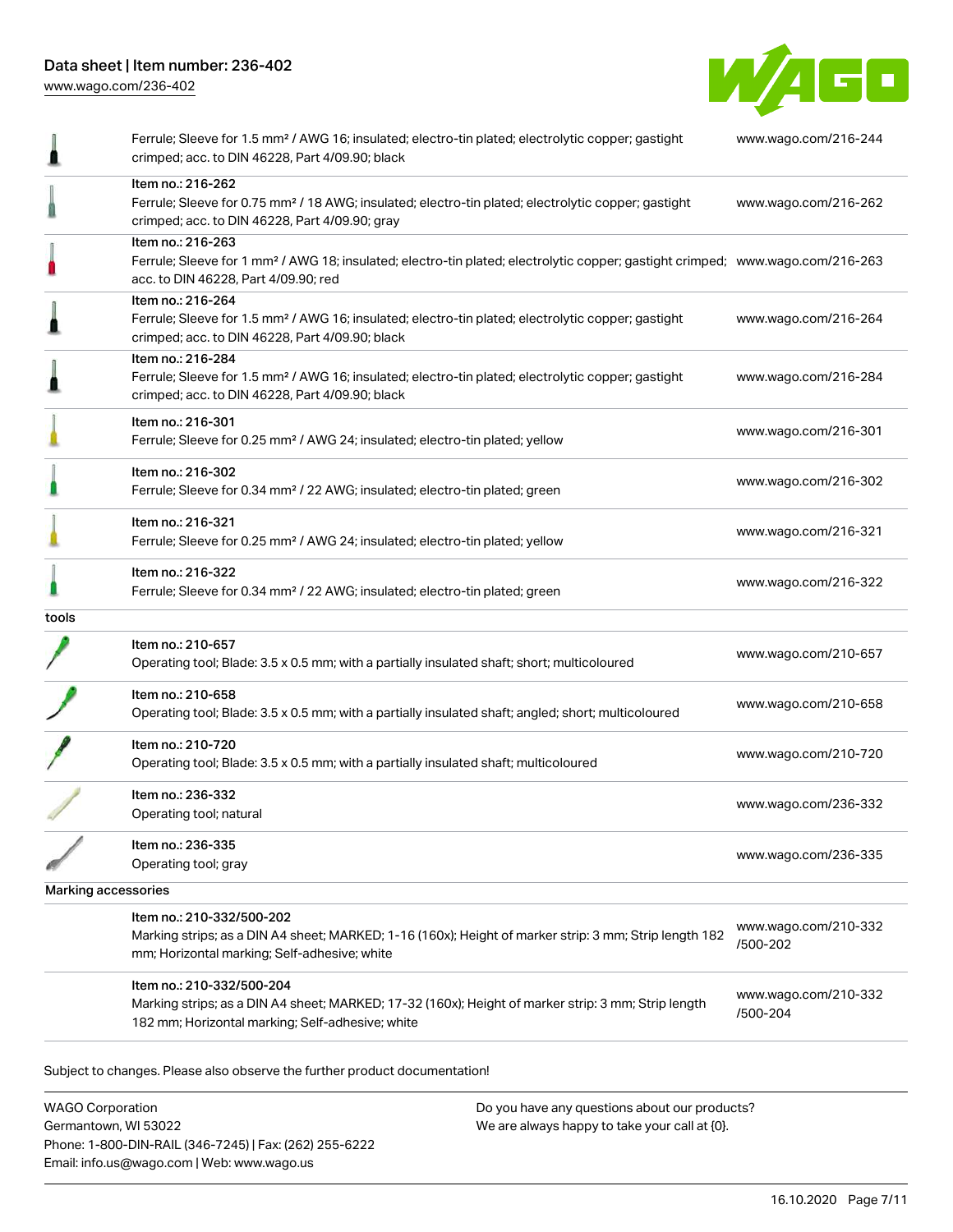| | | |
|---|---|---|
| | Ferrule; Sleeve for 1.5 mm² / AWG 16; insulated; electro-tin plated; electrolytic copper; gastight crimped; acc. to DIN 46228, Part 4/09.90; black | www.wago.com/216-244 |
| | Item no.: 216-262<br>Ferrule; Sleeve for 0.75 mm² / 18 AWG; insulated; electro-tin plated; electrolytic copper; gastight crimped; acc. to DIN 46228, Part 4/09.90; gray | www.wago.com/216-262 |
| | Item no.: 216-263<br>Ferrule; Sleeve for 1 mm² / AWG 18; insulated; electro-tin plated; electrolytic copper; gastight crimped; acc. to DIN 46228, Part 4/09.90; red | www.wago.com/216-263 |
| | Item no.: 216-264<br>Ferrule; Sleeve for 1.5 mm² / AWG 16; insulated; electro-tin plated; electrolytic copper; gastight crimped; acc. to DIN 46228, Part 4/09.90; black | www.wago.com/216-264 |
| | Item no.: 216-284<br>Ferrule; Sleeve for 1.5 mm² / AWG 16; insulated; electro-tin plated; electrolytic copper; gastight crimped; acc. to DIN 46228, Part 4/09.90; black | www.wago.com/216-284 |
| | Item no.: 216-301<br>Ferrule; Sleeve for 0.25 mm² / AWG 24; insulated; electro-tin plated; yellow | www.wago.com/216-301 |
| | Item no.: 216-302<br>Ferrule; Sleeve for 0.34 mm² / 22 AWG; insulated; electro-tin plated; green | www.wago.com/216-302 |
| | Item no.: 216-321<br>Ferrule; Sleeve for 0.25 mm² / AWG 24; insulated; electro-tin plated; yellow | www.wago.com/216-321 |
| | Item no.: 216-322<br>Ferrule; Sleeve for 0.34 mm² / 22 AWG; insulated; electro-tin plated; green | www.wago.com/216-322 |
| tools | | |
| | Item no.: 210-657<br>Operating tool; Blade: 3.5 x 0.5 mm; with a partially insulated shaft; short; multicoloured | www.wago.com/210-657 |
| | Item no.: 210-658<br>Operating tool; Blade: 3.5 x 0.5 mm; with a partially insulated shaft; angled; short; multicoloured | www.wago.com/210-658 |
| | Item no.: 210-720<br>Operating tool; Blade: 3.5 x 0.5 mm; with a partially insulated shaft; multicoloured | www.wago.com/210-720 |
| | Item no.: 236-332<br>Operating tool; natural | www.wago.com/236-332 |
| | Item no.: 236-335<br>Operating tool; gray | www.wago.com/236-335 |
| Marking accessories | | |
| | Item no.: 210-332/500-202<br>Marking strips; as a DIN A4 sheet; MARKED; 1-16 (160x); Height of marker strip: 3 mm; Strip length 182 mm; Horizontal marking; Self-adhesive; white | www.wago.com/210-332/500-202 |
| | Item no.: 210-332/500-204<br>Marking strips; as a DIN A4 sheet; MARKED; 17-32 (160x); Height of marker strip: 3 mm; Strip length 182 mm; Horizontal marking; Self-adhesive; white | www.wago.com/210-332/500-204 |

Subject to changes. Please also observe the further product documentation!

WAGO Corporation
Germantown, WI 53022
Phone: 1-800-DIN-RAIL (346-7245) | Fax: (262) 255-6222
Email: info.us@wago.com | Web: www.wago.us

Do you have any questions about our products?
We are always happy to take your call at {0}.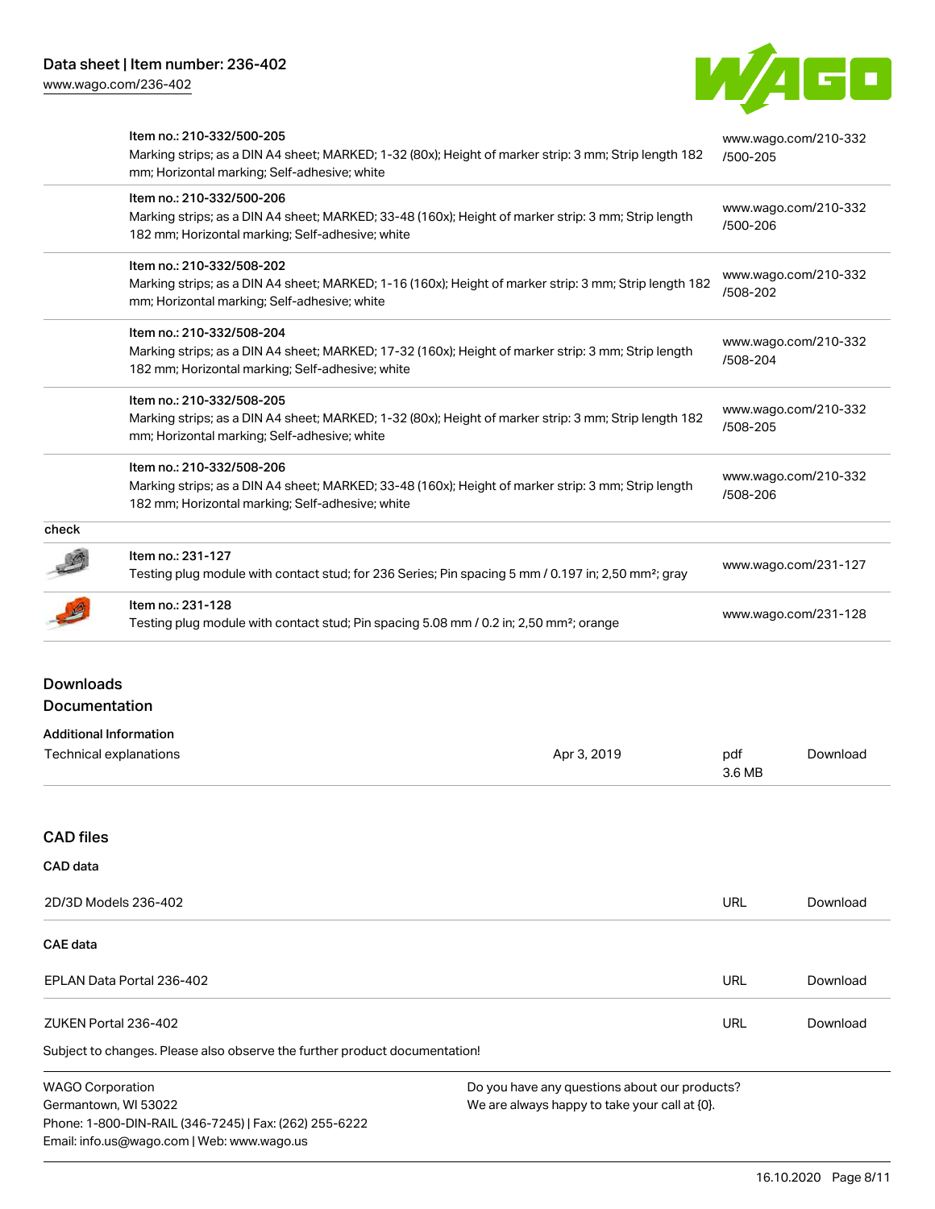| | | |
|---|---|---|
| | Item no.: 210-332/500-205<br>Marking strips; as a DIN A4 sheet; MARKED; 1-32 (80x); Height of marker strip: 3 mm; Strip length 182 mm; Horizontal marking; Self-adhesive; white | www.wago.com/210-332/500-205 |
| | Item no.: 210-332/500-206<br>Marking strips; as a DIN A4 sheet; MARKED; 33-48 (160x); Height of marker strip: 3 mm; Strip length 182 mm; Horizontal marking; Self-adhesive; white | www.wago.com/210-332/500-206 |
| | Item no.: 210-332/508-202<br>Marking strips; as a DIN A4 sheet; MARKED; 1-16 (160x); Height of marker strip: 3 mm; Strip length 182 mm; Horizontal marking; Self-adhesive; white | www.wago.com/210-332/508-202 |
| | Item no.: 210-332/508-204<br>Marking strips; as a DIN A4 sheet; MARKED; 17-32 (160x); Height of marker strip: 3 mm; Strip length 182 mm; Horizontal marking; Self-adhesive; white | www.wago.com/210-332/508-204 |
| | Item no.: 210-332/508-205<br>Marking strips; as a DIN A4 sheet; MARKED; 1-32 (80x); Height of marker strip: 3 mm; Strip length 182 mm; Horizontal marking; Self-adhesive; white | www.wago.com/210-332/508-205 |
| | Item no.: 210-332/508-206<br>Marking strips; as a DIN A4 sheet; MARKED; 33-48 (160x); Height of marker strip: 3 mm; Strip length 182 mm; Horizontal marking; Self-adhesive; white | www.wago.com/210-332/508-206 |
| check | | |
| | Item no.: 231-127<br>Testing plug module with contact stud; for 236 Series; Pin spacing 5 mm / 0.197 in; 2,50 mm²; gray | www.wago.com/231-127 |
| | Item no.: 231-128<br>Testing plug module with contact stud; Pin spacing 5.08 mm / 0.2 in; 2,50 mm²; orange | www.wago.com/231-128 |

## Downloads

### Documentation

**Additional Information**

| | | | |
|---|---|---|---|
| Technical explanations | Apr 3, 2019 | pdf<br>3.6 MB | Download |

### CAD files

**CAD data**

| | | |
|---|---|---|
| 2D/3D Models 236-402 | URL | Download |

**CAE data**

| | | |
|---|---|---|
| EPLAN Data Portal 236-402 | URL | Download |
| ZUKEN Portal 236-402 | URL | Download |

Subject to changes. Please also observe the further product documentation!

WAGO Corporation
Germantown, WI 53022
Phone: 1-800-DIN-RAIL (346-7245) | Fax: (262) 255-6222
Email: info.us@wago.com | Web: www.wago.us

Do you have any questions about our products?
We are always happy to take your call at {0}.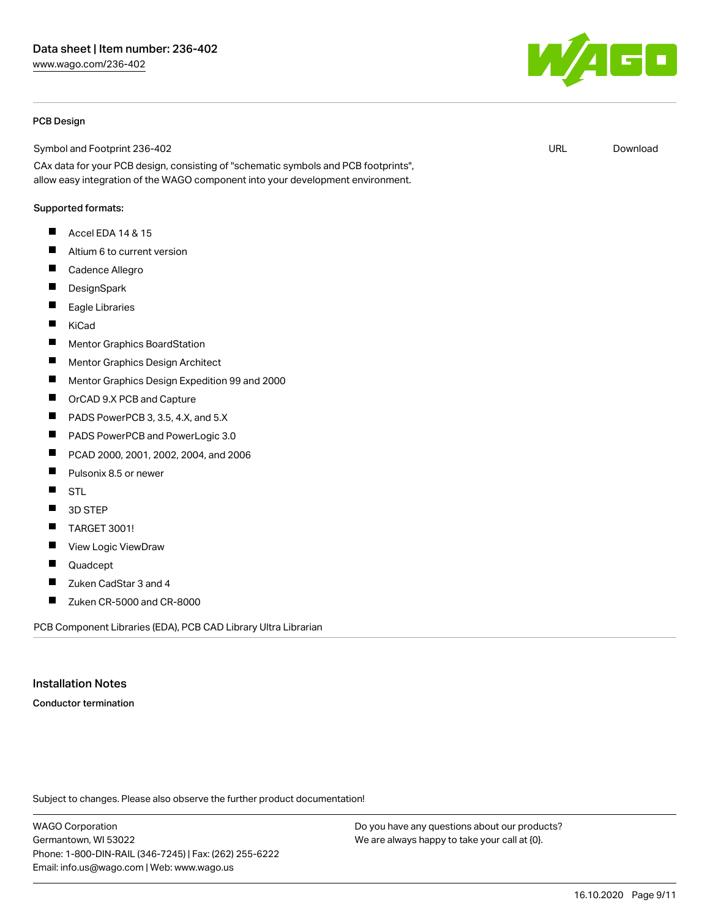### PCB Design

| Symbol and Footprint 236-402 | URL | Download |
| --- | --- | --- |

CAx data for your PCB design, consisting of "schematic symbols and PCB footprints", allow easy integration of the WAGO component into your development environment.

Supported formats:

- Accel EDA 14 & 15
- Altium 6 to current version
- Cadence Allegro
- DesignSpark
- Eagle Libraries
- KiCad
- Mentor Graphics BoardStation
- Mentor Graphics Design Architect
- Mentor Graphics Design Expedition 99 and 2000
- OrCAD 9.X PCB and Capture
- PADS PowerPCB 3, 3.5, 4.X, and 5.X
- PADS PowerPCB and PowerLogic 3.0
- PCAD 2000, 2001, 2002, 2004, and 2006
- Pulsonix 8.5 or newer
- STL
- 3D STEP
- TARGET 3001!
- View Logic ViewDraw
- Quadcept
- Zuken CadStar 3 and 4
- Zuken CR-5000 and CR-8000

PCB Component Libraries (EDA), PCB CAD Library Ultra Librarian

## Installation Notes

**Conductor termination**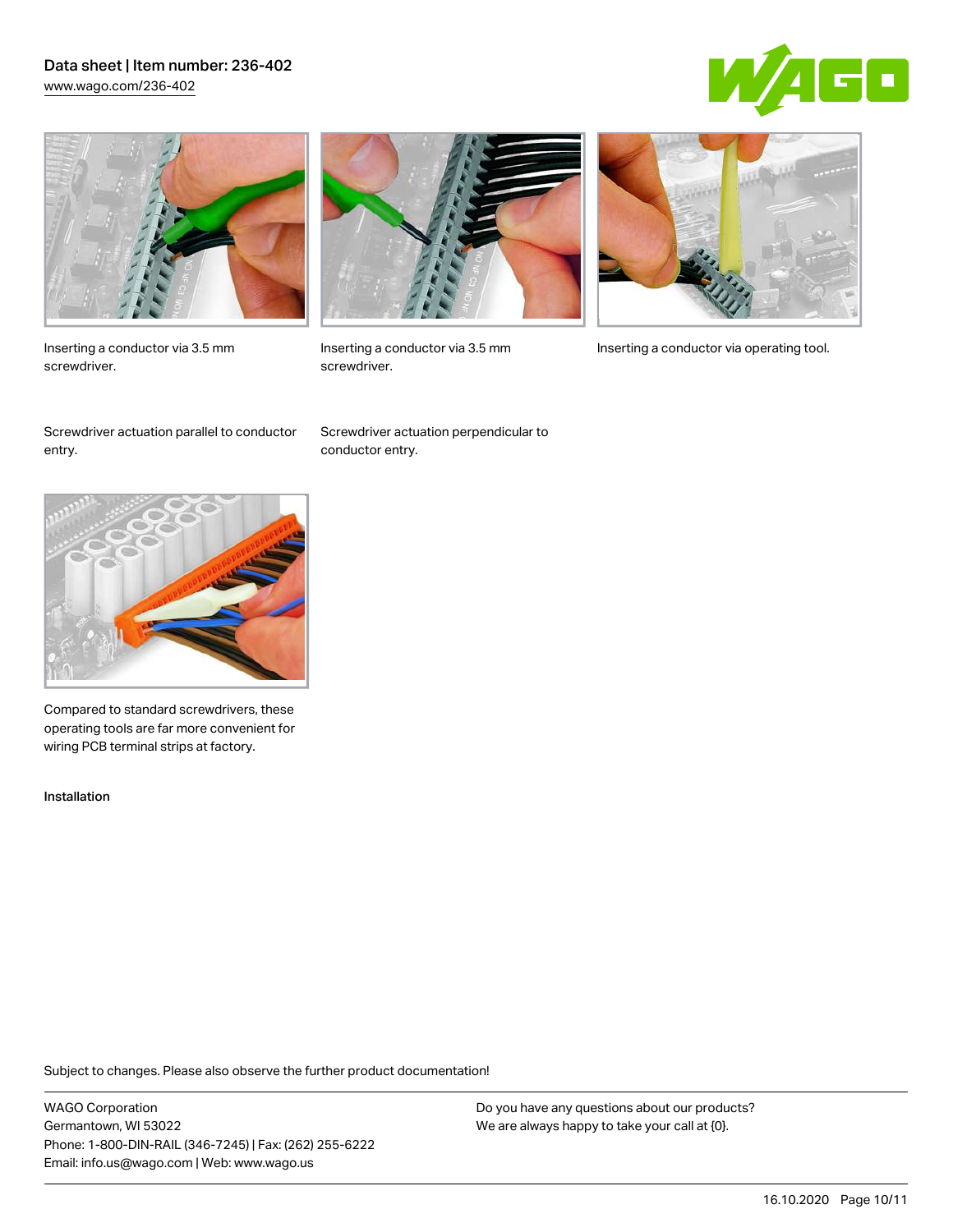Inserting a conductor via 3.5 mm screwdriver.

Screwdriver actuation parallel to conductor entry.

Inserting a conductor via 3.5 mm screwdriver.

Screwdriver actuation perpendicular to conductor entry.

Inserting a conductor via operating tool.

Compared to standard screwdrivers, these operating tools are far more convenient for wiring PCB terminal strips at factory.

Installation

Subject to changes. Please also observe the further product documentation!

WAGO Corporation
Germantown, WI 53022
Phone: 1-800-DIN-RAIL (346-7245) | Fax: (262) 255-6222
Email: info.us@wago.com | Web: www.wago.us

Do you have any questions about our products?
We are always happy to take your call at {0}.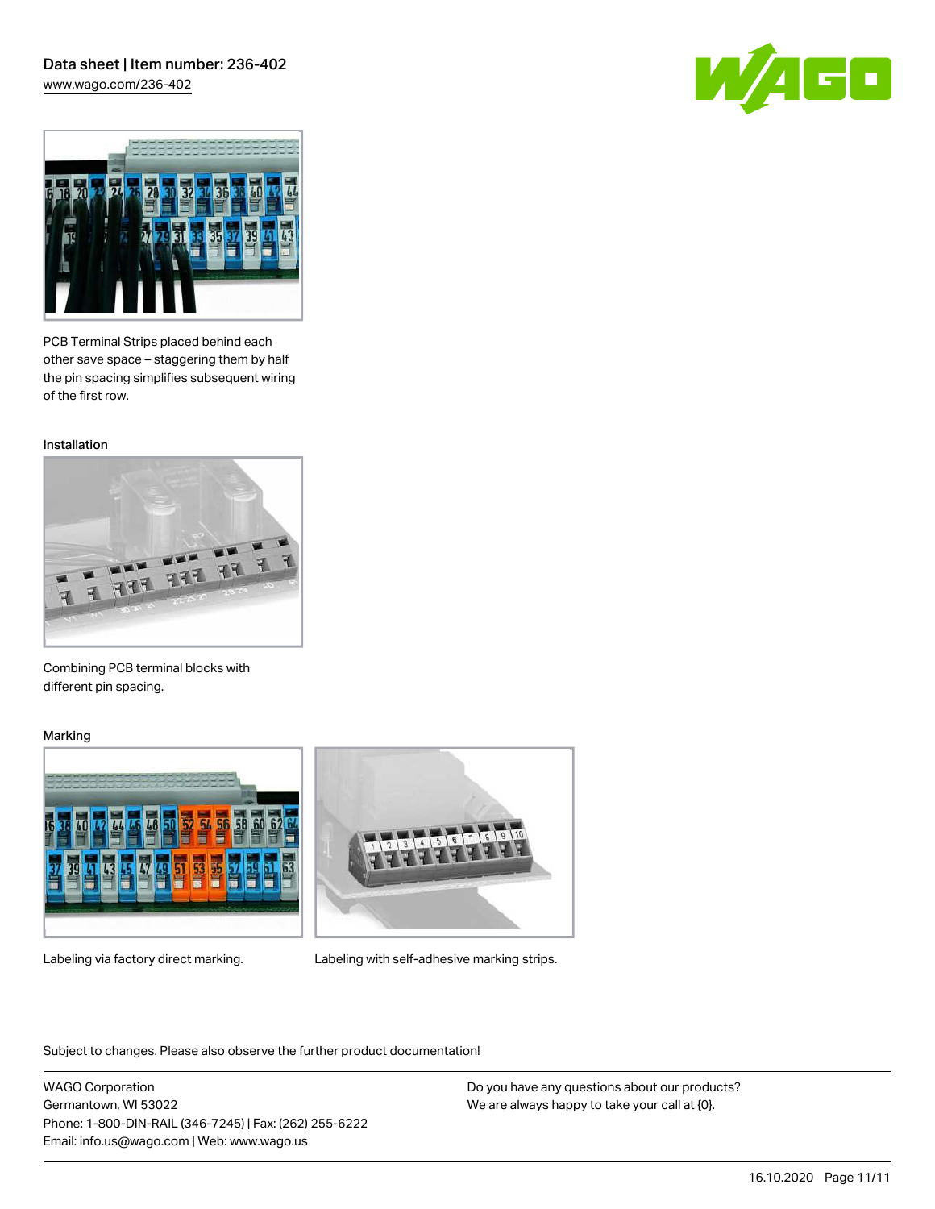PCB Terminal Strips placed behind each other save space – staggering them by half the pin spacing simplifies subsequent wiring of the first row.

### Installation

Combining PCB terminal blocks with different pin spacing.

### Marking

Labeling via factory direct marking.

Labeling with self-adhesive marking strips.

Subject to changes. Please also observe the further product documentation!

WAGO Corporation
Germantown, WI 53022
Phone: 1-800-DIN-RAIL (346-7245) | Fax: (262) 255-6222
Email: info.us@wago.com | Web: www.wago.us

Do you have any questions about our products?
We are always happy to take your call at {0}.